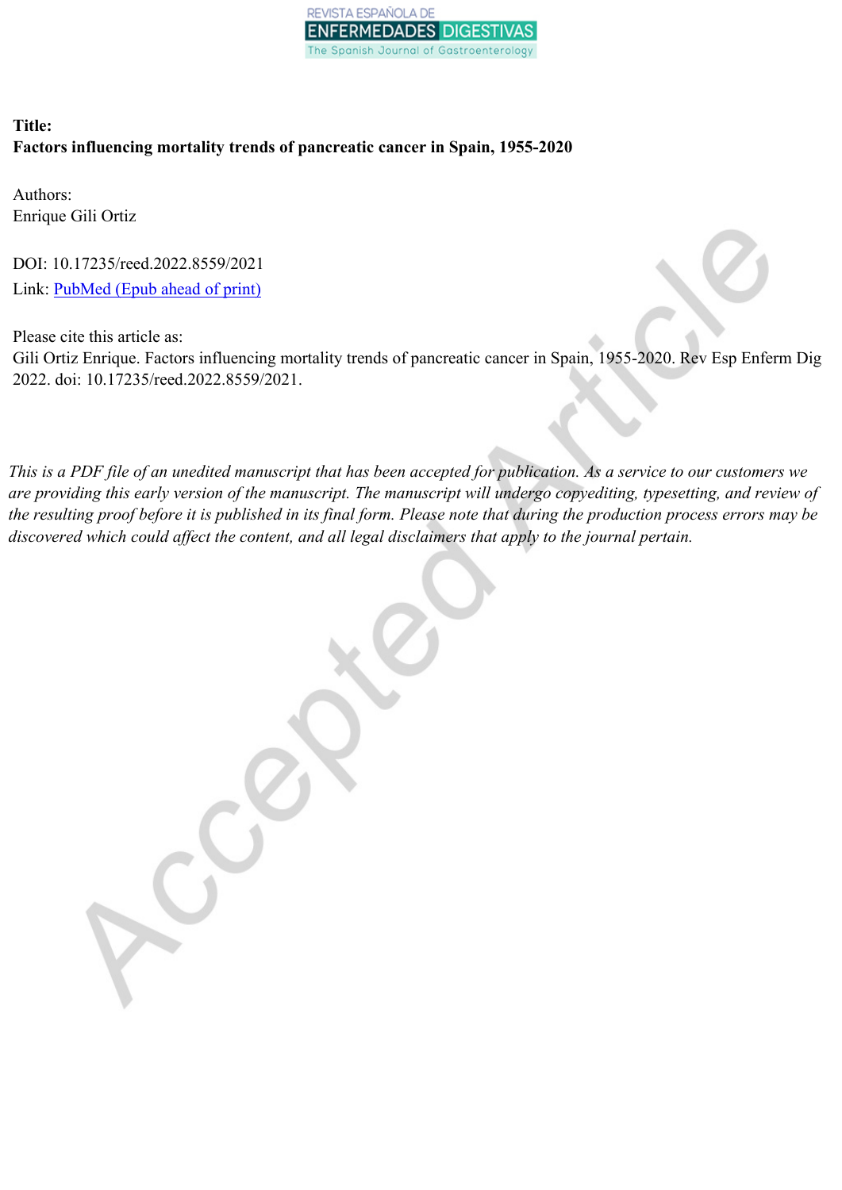**Title:**
**Factors influencing mortality trends of pancreatic cancer in Spain, 1955-2020**

Authors:
Enrique Gili Ortiz

DOI: 10.17235/reed.2022.8559/2021
Link: PubMed (Epub ahead of print)

Please cite this article as:
Gili Ortiz Enrique. Factors influencing mortality trends of pancreatic cancer in Spain, 1955-2020. Rev Esp Enferm Dig 2022. doi: 10.17235/reed.2022.8559/2021.

*This is a PDF file of an unedited manuscript that has been accepted for publication. As a service to our customers we are providing this early version of the manuscript. The manuscript will undergo copyediting, typesetting, and review of the resulting proof before it is published in its final form. Please note that during the production process errors may be discovered which could affect the content, and all legal disclaimers that apply to the journal pertain.*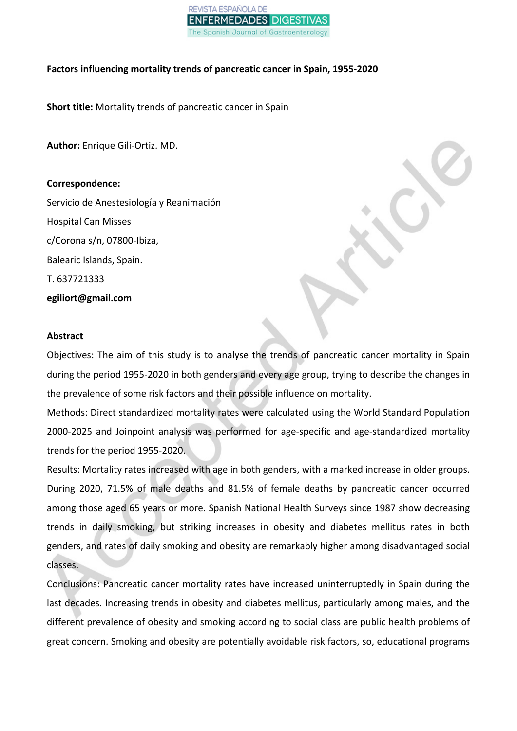**Factors influencing mortality trends of pancreatic cancer in Spain, 1955-2020**

**Short title:** Mortality trends of pancreatic cancer in Spain

**Author:** Enrique Gili-Ortiz. MD.

**Correspondence:**

Servicio de Anestesiología y Reanimación

Hospital Can Misses

c/Corona s/n, 07800-Ibiza,

Balearic Islands, Spain.

T. 637721333

**egiliort@gmail.com**

**Abstract**

Objectives: The aim of this study is to analyse the trends of pancreatic cancer mortality in Spain during the period 1955-2020 in both genders and every age group, trying to describe the changes in the prevalence of some risk factors and their possible influence on mortality.

Methods: Direct standardized mortality rates were calculated using the World Standard Population 2000-2025 and Joinpoint analysis was performed for age-specific and age-standardized mortality trends for the period 1955-2020.

Results: Mortality rates increased with age in both genders, with a marked increase in older groups. During 2020, 71.5% of male deaths and 81.5% of female deaths by pancreatic cancer occurred among those aged 65 years or more. Spanish National Health Surveys since 1987 show decreasing trends in daily smoking, but striking increases in obesity and diabetes mellitus rates in both genders, and rates of daily smoking and obesity are remarkably higher among disadvantaged social classes.

Conclusions: Pancreatic cancer mortality rates have increased uninterruptedly in Spain during the last decades. Increasing trends in obesity and diabetes mellitus, particularly among males, and the different prevalence of obesity and smoking according to social class are public health problems of great concern. Smoking and obesity are potentially avoidable risk factors, so, educational programs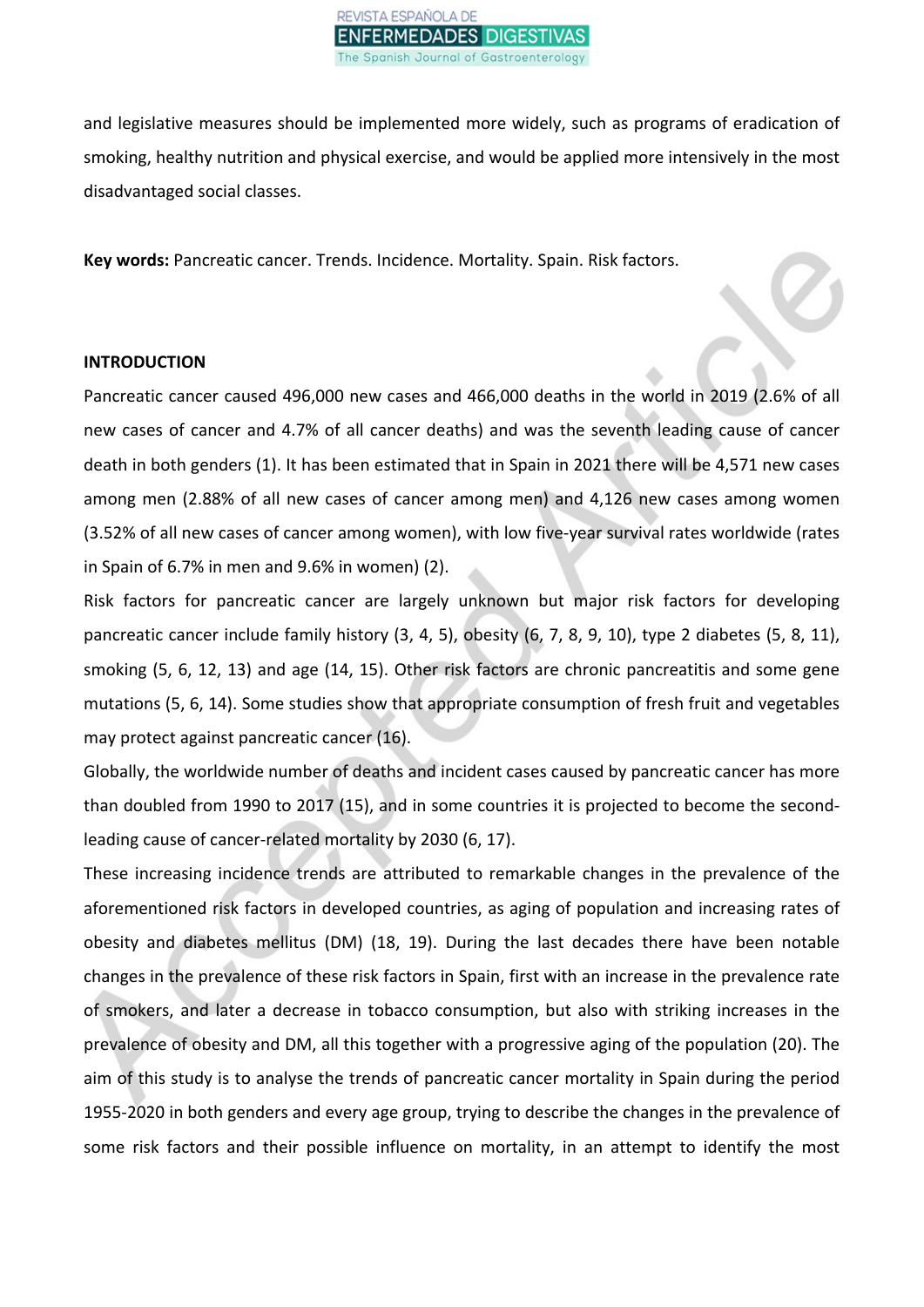and legislative measures should be implemented more widely, such as programs of eradication of smoking, healthy nutrition and physical exercise, and would be applied more intensively in the most disadvantaged social classes.

**Key words:** Pancreatic cancer. Trends. Incidence. Mortality. Spain. Risk factors.

## INTRODUCTION

Pancreatic cancer caused 496,000 new cases and 466,000 deaths in the world in 2019 (2.6% of all new cases of cancer and 4.7% of all cancer deaths) and was the seventh leading cause of cancer death in both genders (1). It has been estimated that in Spain in 2021 there will be 4,571 new cases among men (2.88% of all new cases of cancer among men) and 4,126 new cases among women (3.52% of all new cases of cancer among women), with low five-year survival rates worldwide (rates in Spain of 6.7% in men and 9.6% in women) (2).

Risk factors for pancreatic cancer are largely unknown but major risk factors for developing pancreatic cancer include family history (3, 4, 5), obesity (6, 7, 8, 9, 10), type 2 diabetes (5, 8, 11), smoking (5, 6, 12, 13) and age (14, 15). Other risk factors are chronic pancreatitis and some gene mutations (5, 6, 14). Some studies show that appropriate consumption of fresh fruit and vegetables may protect against pancreatic cancer (16).

Globally, the worldwide number of deaths and incident cases caused by pancreatic cancer has more than doubled from 1990 to 2017 (15), and in some countries it is projected to become the second-leading cause of cancer-related mortality by 2030 (6, 17).

These increasing incidence trends are attributed to remarkable changes in the prevalence of the aforementioned risk factors in developed countries, as aging of population and increasing rates of obesity and diabetes mellitus (DM) (18, 19). During the last decades there have been notable changes in the prevalence of these risk factors in Spain, first with an increase in the prevalence rate of smokers, and later a decrease in tobacco consumption, but also with striking increases in the prevalence of obesity and DM, all this together with a progressive aging of the population (20). The aim of this study is to analyse the trends of pancreatic cancer mortality in Spain during the period 1955-2020 in both genders and every age group, trying to describe the changes in the prevalence of some risk factors and their possible influence on mortality, in an attempt to identify the most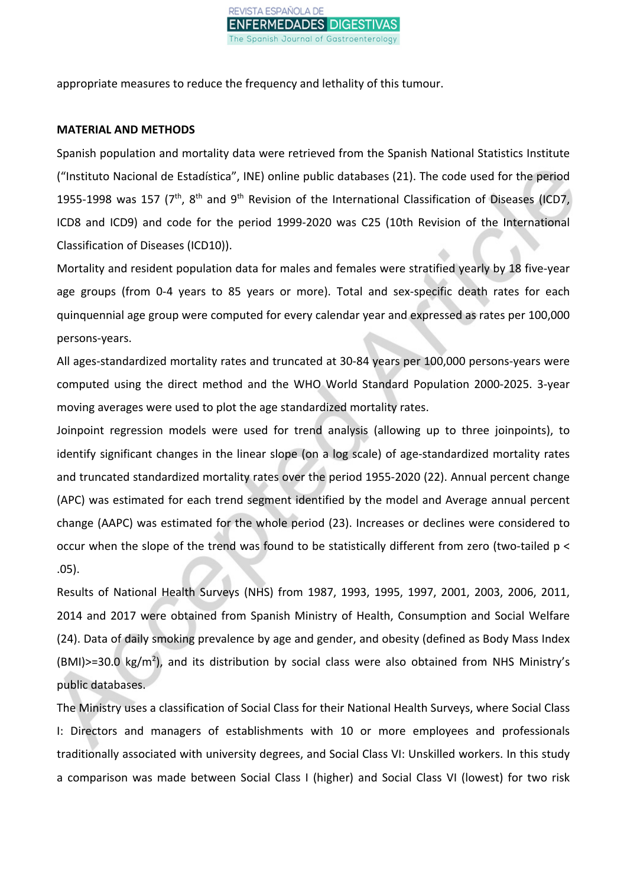appropriate measures to reduce the frequency and lethality of this tumour.

## MATERIAL AND METHODS

Spanish population and mortality data were retrieved from the Spanish National Statistics Institute ("Instituto Nacional de Estadística", INE) online public databases (21). The code used for the period 1955-1998 was 157 (7th, 8th and 9th Revision of the International Classification of Diseases (ICD7, ICD8 and ICD9) and code for the period 1999-2020 was C25 (10th Revision of the International Classification of Diseases (ICD10)).

Mortality and resident population data for males and females were stratified yearly by 18 five-year age groups (from 0-4 years to 85 years or more). Total and sex-specific death rates for each quinquennial age group were computed for every calendar year and expressed as rates per 100,000 persons-years.

All ages-standardized mortality rates and truncated at 30-84 years per 100,000 persons-years were computed using the direct method and the WHO World Standard Population 2000-2025. 3-year moving averages were used to plot the age standardized mortality rates.

Joinpoint regression models were used for trend analysis (allowing up to three joinpoints), to identify significant changes in the linear slope (on a log scale) of age-standardized mortality rates and truncated standardized mortality rates over the period 1955-2020 (22). Annual percent change (APC) was estimated for each trend segment identified by the model and Average annual percent change (AAPC) was estimated for the whole period (23). Increases or declines were considered to occur when the slope of the trend was found to be statistically different from zero (two-tailed $p < .05$).

Results of National Health Surveys (NHS) from 1987, 1993, 1995, 1997, 2001, 2003, 2006, 2011, 2014 and 2017 were obtained from Spanish Ministry of Health, Consumption and Social Welfare (24). Data of daily smoking prevalence by age and gender, and obesity (defined as Body Mass Index (BMI)>=30.0 kg/m$^2$), and its distribution by social class were also obtained from NHS Ministry's public databases.

The Ministry uses a classification of Social Class for their National Health Surveys, where Social Class I: Directors and managers of establishments with 10 or more employees and professionals traditionally associated with university degrees, and Social Class VI: Unskilled workers. In this study a comparison was made between Social Class I (higher) and Social Class VI (lowest) for two risk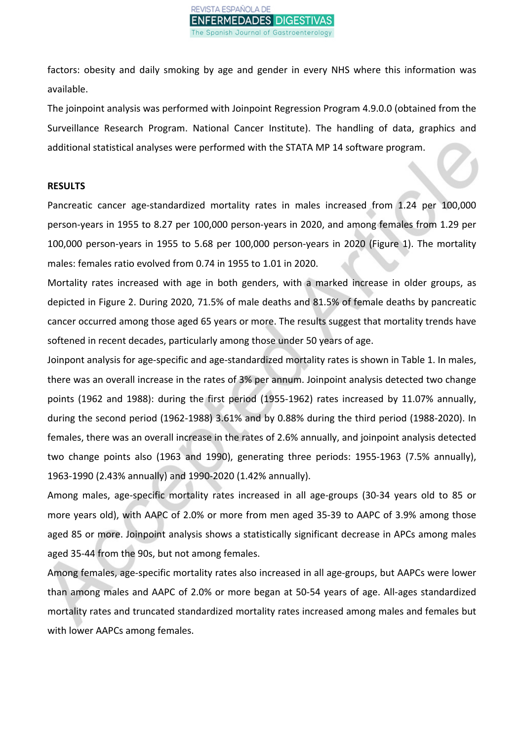factors: obesity and daily smoking by age and gender in every NHS where this information was available.

The joinpoint analysis was performed with Joinpoint Regression Program 4.9.0.0 (obtained from the Surveillance Research Program. National Cancer Institute). The handling of data, graphics and additional statistical analyses were performed with the STATA MP 14 software program.

**RESULTS**

Pancreatic cancer age-standardized mortality rates in males increased from 1.24 per 100,000 person-years in 1955 to 8.27 per 100,000 person-years in 2020, and among females from 1.29 per 100,000 person-years in 1955 to 5.68 per 100,000 person-years in 2020 (Figure 1). The mortality males: females ratio evolved from 0.74 in 1955 to 1.01 in 2020.

Mortality rates increased with age in both genders, with a marked increase in older groups, as depicted in Figure 2. During 2020, 71.5% of male deaths and 81.5% of female deaths by pancreatic cancer occurred among those aged 65 years or more. The results suggest that mortality trends have softened in recent decades, particularly among those under 50 years of age.

Joinpont analysis for age-specific and age-standardized mortality rates is shown in Table 1. In males, there was an overall increase in the rates of 3% per annum. Joinpoint analysis detected two change points (1962 and 1988): during the first period (1955-1962) rates increased by 11.07% annually, during the second period (1962-1988) 3.61% and by 0.88% during the third period (1988-2020). In females, there was an overall increase in the rates of 2.6% annually, and joinpoint analysis detected two change points also (1963 and 1990), generating three periods: 1955-1963 (7.5% annually), 1963-1990 (2.43% annually) and 1990-2020 (1.42% annually).

Among males, age-specific mortality rates increased in all age-groups (30-34 years old to 85 or more years old), with AAPC of 2.0% or more from men aged 35-39 to AAPC of 3.9% among those aged 85 or more. Joinpoint analysis shows a statistically significant decrease in APCs among males aged 35-44 from the 90s, but not among females.

Among females, age-specific mortality rates also increased in all age-groups, but AAPCs were lower than among males and AAPC of 2.0% or more began at 50-54 years of age. All-ages standardized mortality rates and truncated standardized mortality rates increased among males and females but with lower AAPCs among females.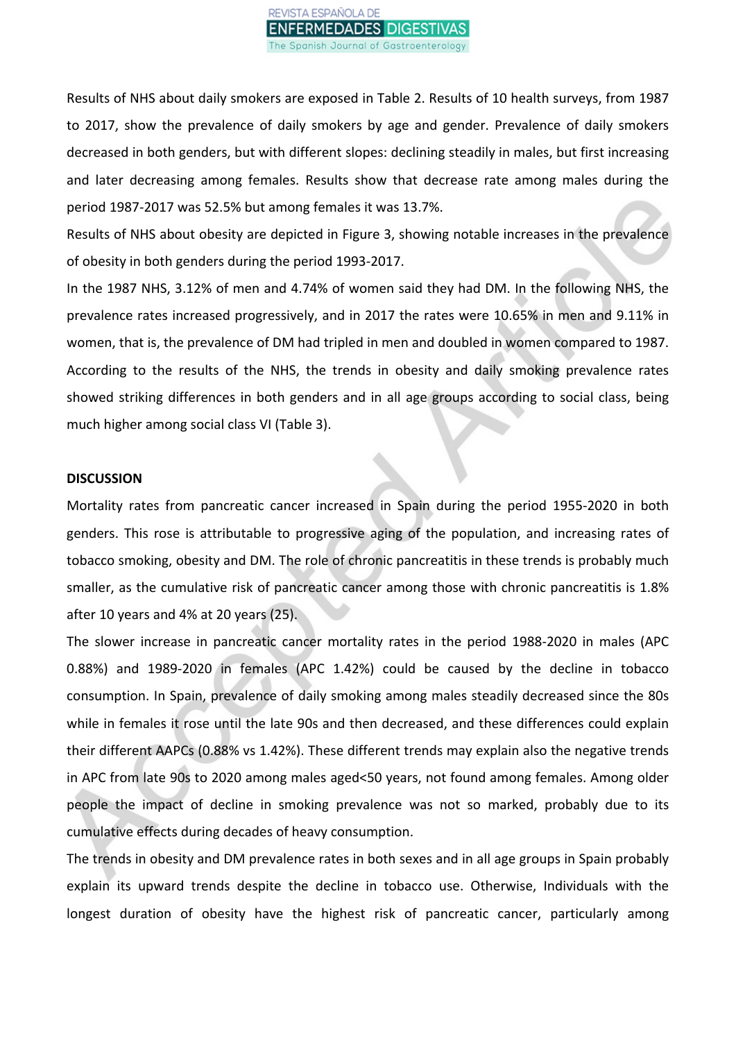Results of NHS about daily smokers are exposed in Table 2. Results of 10 health surveys, from 1987 to 2017, show the prevalence of daily smokers by age and gender. Prevalence of daily smokers decreased in both genders, but with different slopes: declining steadily in males, but first increasing and later decreasing among females. Results show that decrease rate among males during the period 1987-2017 was 52.5% but among females it was 13.7%.

Results of NHS about obesity are depicted in Figure 3, showing notable increases in the prevalence of obesity in both genders during the period 1993-2017.

In the 1987 NHS, 3.12% of men and 4.74% of women said they had DM. In the following NHS, the prevalence rates increased progressively, and in 2017 the rates were 10.65% in men and 9.11% in women, that is, the prevalence of DM had tripled in men and doubled in women compared to 1987.

According to the results of the NHS, the trends in obesity and daily smoking prevalence rates showed striking differences in both genders and in all age groups according to social class, being much higher among social class VI (Table 3).

## DISCUSSION

Mortality rates from pancreatic cancer increased in Spain during the period 1955-2020 in both genders. This rose is attributable to progressive aging of the population, and increasing rates of tobacco smoking, obesity and DM. The role of chronic pancreatitis in these trends is probably much smaller, as the cumulative risk of pancreatic cancer among those with chronic pancreatitis is 1.8% after 10 years and 4% at 20 years (25).

The slower increase in pancreatic cancer mortality rates in the period 1988-2020 in males (APC 0.88%) and 1989-2020 in females (APC 1.42%) could be caused by the decline in tobacco consumption. In Spain, prevalence of daily smoking among males steadily decreased since the 80s while in females it rose until the late 90s and then decreased, and these differences could explain their different AAPCs (0.88% vs 1.42%). These different trends may explain also the negative trends in APC from late 90s to 2020 among males aged<50 years, not found among females. Among older people the impact of decline in smoking prevalence was not so marked, probably due to its cumulative effects during decades of heavy consumption.

The trends in obesity and DM prevalence rates in both sexes and in all age groups in Spain probably explain its upward trends despite the decline in tobacco use. Otherwise, Individuals with the longest duration of obesity have the highest risk of pancreatic cancer, particularly among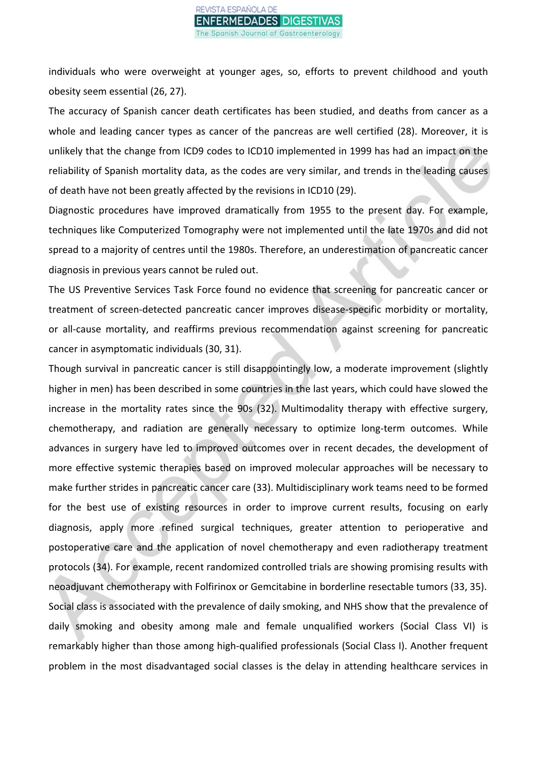individuals who were overweight at younger ages, so, efforts to prevent childhood and youth obesity seem essential (26, 27).

The accuracy of Spanish cancer death certificates has been studied, and deaths from cancer as a whole and leading cancer types as cancer of the pancreas are well certified (28). Moreover, it is unlikely that the change from ICD9 codes to ICD10 implemented in 1999 has had an impact on the reliability of Spanish mortality data, as the codes are very similar, and trends in the leading causes of death have not been greatly affected by the revisions in ICD10 (29).

Diagnostic procedures have improved dramatically from 1955 to the present day. For example, techniques like Computerized Tomography were not implemented until the late 1970s and did not spread to a majority of centres until the 1980s. Therefore, an underestimation of pancreatic cancer diagnosis in previous years cannot be ruled out.

The US Preventive Services Task Force found no evidence that screening for pancreatic cancer or treatment of screen-detected pancreatic cancer improves disease-specific morbidity or mortality, or all-cause mortality, and reaffirms previous recommendation against screening for pancreatic cancer in asymptomatic individuals (30, 31).

Though survival in pancreatic cancer is still disappointingly low, a moderate improvement (slightly higher in men) has been described in some countries in the last years, which could have slowed the increase in the mortality rates since the 90s (32). Multimodality therapy with effective surgery, chemotherapy, and radiation are generally necessary to optimize long-term outcomes. While advances in surgery have led to improved outcomes over in recent decades, the development of more effective systemic therapies based on improved molecular approaches will be necessary to make further strides in pancreatic cancer care (33). Multidisciplinary work teams need to be formed for the best use of existing resources in order to improve current results, focusing on early diagnosis, apply more refined surgical techniques, greater attention to perioperative and postoperative care and the application of novel chemotherapy and even radiotherapy treatment protocols (34). For example, recent randomized controlled trials are showing promising results with neoadjuvant chemotherapy with Folfirinox or Gemcitabine in borderline resectable tumors (33, 35).

Social class is associated with the prevalence of daily smoking, and NHS show that the prevalence of daily smoking and obesity among male and female unqualified workers (Social Class VI) is remarkably higher than those among high-qualified professionals (Social Class I). Another frequent problem in the most disadvantaged social classes is the delay in attending healthcare services in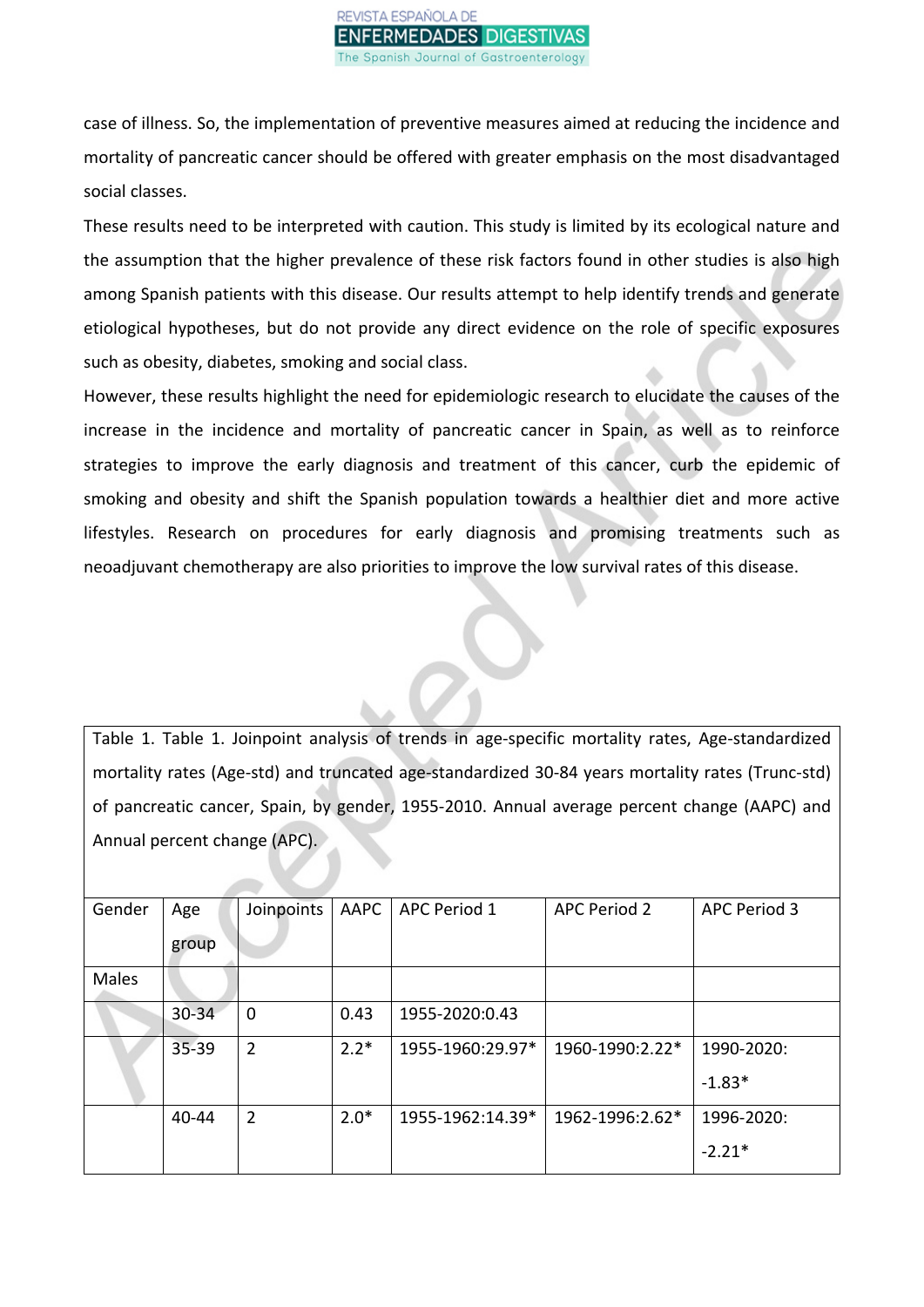case of illness. So, the implementation of preventive measures aimed at reducing the incidence and mortality of pancreatic cancer should be offered with greater emphasis on the most disadvantaged social classes.

These results need to be interpreted with caution. This study is limited by its ecological nature and the assumption that the higher prevalence of these risk factors found in other studies is also high among Spanish patients with this disease. Our results attempt to help identify trends and generate etiological hypotheses, but do not provide any direct evidence on the role of specific exposures such as obesity, diabetes, smoking and social class.

However, these results highlight the need for epidemiologic research to elucidate the causes of the increase in the incidence and mortality of pancreatic cancer in Spain, as well as to reinforce strategies to improve the early diagnosis and treatment of this cancer, curb the epidemic of smoking and obesity and shift the Spanish population towards a healthier diet and more active lifestyles. Research on procedures for early diagnosis and promising treatments such as neoadjuvant chemotherapy are also priorities to improve the low survival rates of this disease.

Table 1. Table 1. Joinpoint analysis of trends in age-specific mortality rates, Age-standardized mortality rates (Age-std) and truncated age-standardized 30-84 years mortality rates (Trunc-std) of pancreatic cancer, Spain, by gender, 1955-2010. Annual average percent change (AAPC) and Annual percent change (APC).

| Gender | Age group | Joinpoints | AAPC | APC Period 1 | APC Period 2 | APC Period 3 |
|---|---|---|---|---|---|---|
| Males | | | | | | |
| | 30-34 | 0 | 0.43 | 1955-2020:0.43 | | |
| | 35-39 | 2 | 2.2* | 1955-1960:29.97* | 1960-1990:2.22* | 1990-2020: -1.83* |
| | 40-44 | 2 | 2.0* | 1955-1962:14.39* | 1962-1996:2.62* | 1996-2020: -2.21* |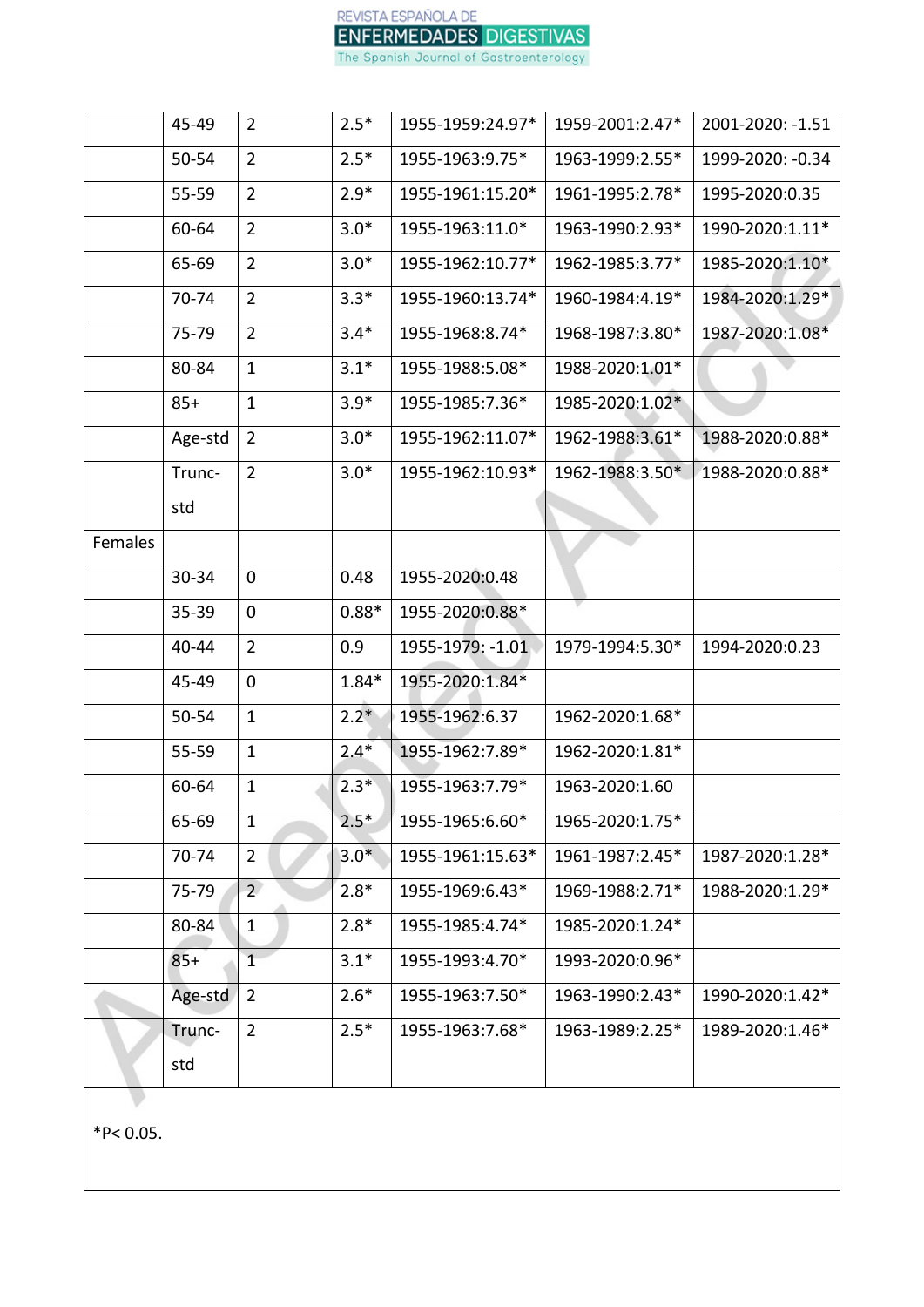| | | | | | | |
|---|---|---|---|---|---|---|
| | 45-49 | 2 | 2.5* | 1955-1959:24.97* | 1959-2001:2.47* | 2001-2020: -1.51 |
| | 50-54 | 2 | 2.5* | 1955-1963:9.75* | 1963-1999:2.55* | 1999-2020: -0.34 |
| | 55-59 | 2 | 2.9* | 1955-1961:15.20* | 1961-1995:2.78* | 1995-2020:0.35 |
| | 60-64 | 2 | 3.0* | 1955-1963:11.0* | 1963-1990:2.93* | 1990-2020:1.11* |
| | 65-69 | 2 | 3.0* | 1955-1962:10.77* | 1962-1985:3.77* | 1985-2020:1.10* |
| | 70-74 | 2 | 3.3* | 1955-1960:13.74* | 1960-1984:4.19* | 1984-2020:1.29* |
| | 75-79 | 2 | 3.4* | 1955-1968:8.74* | 1968-1987:3.80* | 1987-2020:1.08* |
| | 80-84 | 1 | 3.1* | 1955-1988:5.08* | 1988-2020:1.01* | |
| | 85+ | 1 | 3.9* | 1955-1985:7.36* | 1985-2020:1.02* | |
| | Age-std | 2 | 3.0* | 1955-1962:11.07* | 1962-1988:3.61* | 1988-2020:0.88* |
| | Trunc-std | 2 | 3.0* | 1955-1962:10.93* | 1962-1988:3.50* | 1988-2020:0.88* |
| Females | | | | | | |
| | 30-34 | 0 | 0.48 | 1955-2020:0.48 | | |
| | 35-39 | 0 | 0.88* | 1955-2020:0.88* | | |
| | 40-44 | 2 | 0.9 | 1955-1979: -1.01 | 1979-1994:5.30* | 1994-2020:0.23 |
| | 45-49 | 0 | 1.84* | 1955-2020:1.84* | | |
| | 50-54 | 1 | 2.2* | 1955-1962:6.37 | 1962-2020:1.68* | |
| | 55-59 | 1 | 2.4* | 1955-1962:7.89* | 1962-2020:1.81* | |
| | 60-64 | 1 | 2.3* | 1955-1963:7.79* | 1963-2020:1.60 | |
| | 65-69 | 1 | 2.5* | 1955-1965:6.60* | 1965-2020:1.75* | |
| | 70-74 | 2 | 3.0* | 1955-1961:15.63* | 1961-1987:2.45* | 1987-2020:1.28* |
| | 75-79 | 2 | 2.8* | 1955-1969:6.43* | 1969-1988:2.71* | 1988-2020:1.29* |
| | 80-84 | 1 | 2.8* | 1955-1985:4.74* | 1985-2020:1.24* | |
| | 85+ | 1 | 3.1* | 1955-1993:4.70* | 1993-2020:0.96* | |
| | Age-std | 2 | 2.6* | 1955-1963:7.50* | 1963-1990:2.43* | 1990-2020:1.42* |
| | Trunc-std | 2 | 2.5* | 1955-1963:7.68* | 1963-1989:2.25* | 1989-2020:1.46* |

*P< 0.05.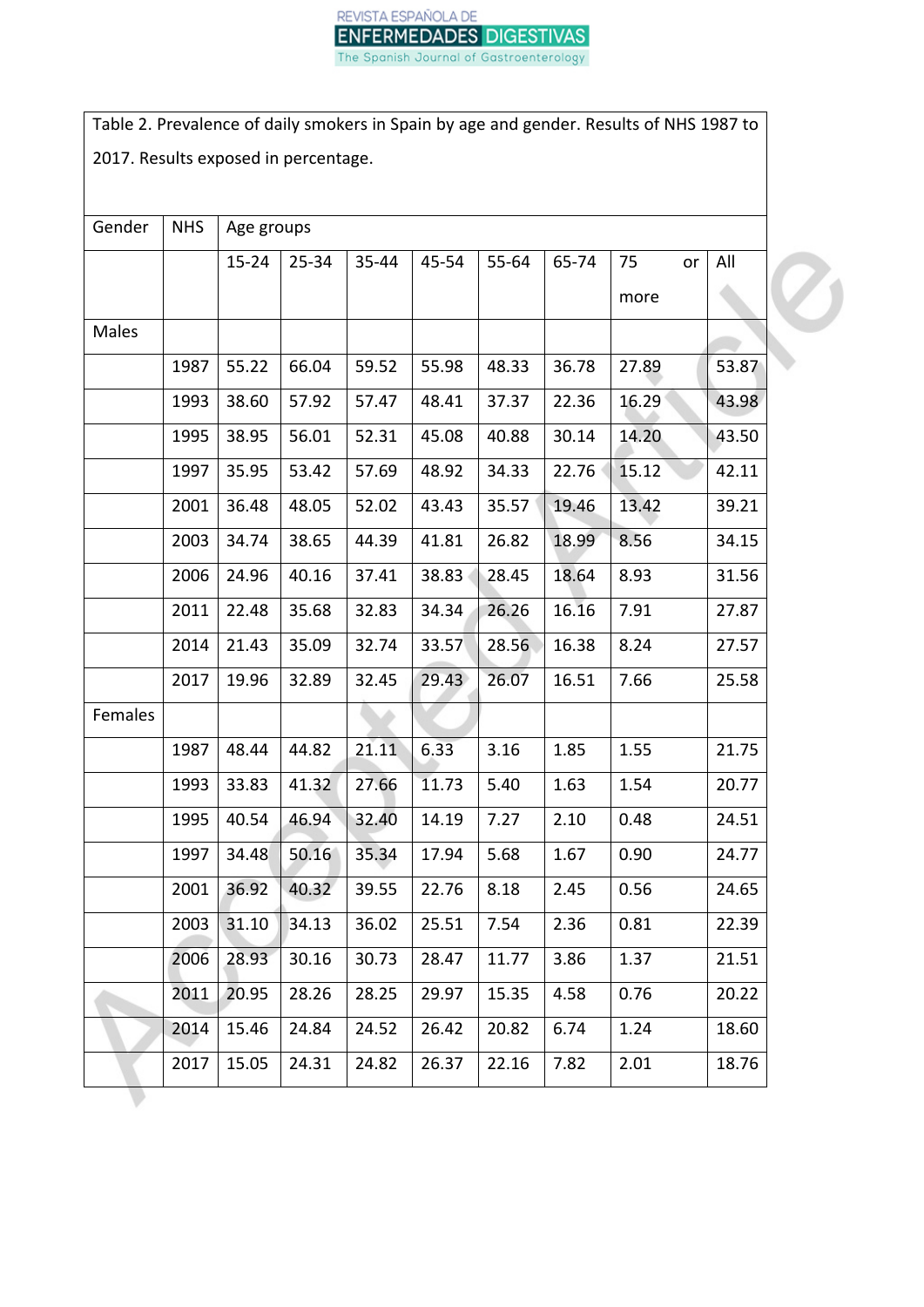Table 2. Prevalence of daily smokers in Spain by age and gender. Results of NHS 1987 to 2017. Results exposed in percentage.

| Gender | NHS | Age groups | | | | | | | |
|---|---|---|---|---|---|---|---|---|---|
| | | 15-24 | 25-34 | 35-44 | 45-54 | 55-64 | 65-74 | 75 or more | All |
| Males | | | | | | | | | |
| | 1987 | 55.22 | 66.04 | 59.52 | 55.98 | 48.33 | 36.78 | 27.89 | 53.87 |
| | 1993 | 38.60 | 57.92 | 57.47 | 48.41 | 37.37 | 22.36 | 16.29 | 43.98 |
| | 1995 | 38.95 | 56.01 | 52.31 | 45.08 | 40.88 | 30.14 | 14.20 | 43.50 |
| | 1997 | 35.95 | 53.42 | 57.69 | 48.92 | 34.33 | 22.76 | 15.12 | 42.11 |
| | 2001 | 36.48 | 48.05 | 52.02 | 43.43 | 35.57 | 19.46 | 13.42 | 39.21 |
| | 2003 | 34.74 | 38.65 | 44.39 | 41.81 | 26.82 | 18.99 | 8.56 | 34.15 |
| | 2006 | 24.96 | 40.16 | 37.41 | 38.83 | 28.45 | 18.64 | 8.93 | 31.56 |
| | 2011 | 22.48 | 35.68 | 32.83 | 34.34 | 26.26 | 16.16 | 7.91 | 27.87 |
| | 2014 | 21.43 | 35.09 | 32.74 | 33.57 | 28.56 | 16.38 | 8.24 | 27.57 |
| | 2017 | 19.96 | 32.89 | 32.45 | 29.43 | 26.07 | 16.51 | 7.66 | 25.58 |
| Females | | | | | | | | | |
| | 1987 | 48.44 | 44.82 | 21.11 | 6.33 | 3.16 | 1.85 | 1.55 | 21.75 |
| | 1993 | 33.83 | 41.32 | 27.66 | 11.73 | 5.40 | 1.63 | 1.54 | 20.77 |
| | 1995 | 40.54 | 46.94 | 32.40 | 14.19 | 7.27 | 2.10 | 0.48 | 24.51 |
| | 1997 | 34.48 | 50.16 | 35.34 | 17.94 | 5.68 | 1.67 | 0.90 | 24.77 |
| | 2001 | 36.92 | 40.32 | 39.55 | 22.76 | 8.18 | 2.45 | 0.56 | 24.65 |
| | 2003 | 31.10 | 34.13 | 36.02 | 25.51 | 7.54 | 2.36 | 0.81 | 22.39 |
| | 2006 | 28.93 | 30.16 | 30.73 | 28.47 | 11.77 | 3.86 | 1.37 | 21.51 |
| | 2011 | 20.95 | 28.26 | 28.25 | 29.97 | 15.35 | 4.58 | 0.76 | 20.22 |
| | 2014 | 15.46 | 24.84 | 24.52 | 26.42 | 20.82 | 6.74 | 1.24 | 18.60 |
| | 2017 | 15.05 | 24.31 | 24.82 | 26.37 | 22.16 | 7.82 | 2.01 | 18.76 |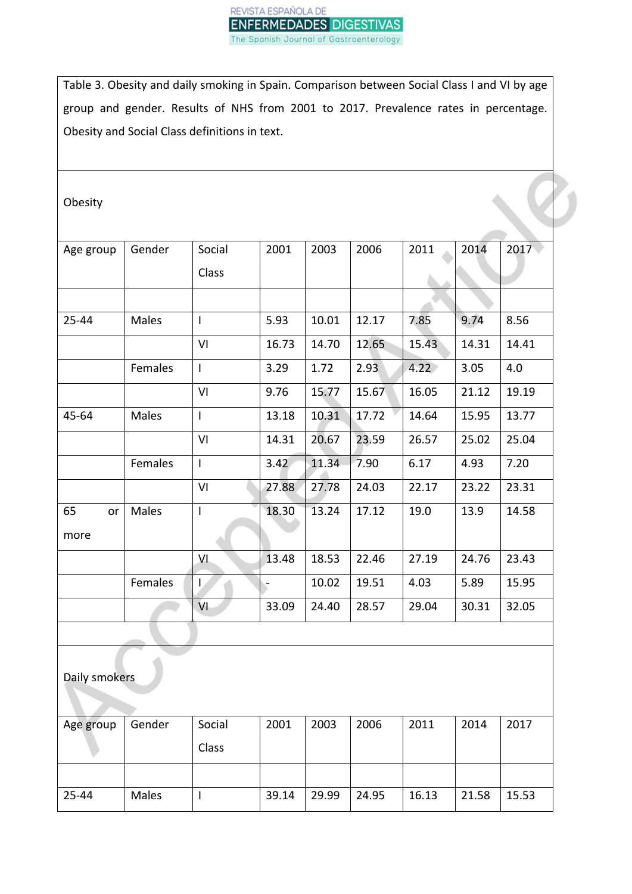Table 3. Obesity and daily smoking in Spain. Comparison between Social Class I and VI by age group and gender. Results of NHS from 2001 to 2017. Prevalence rates in percentage. Obesity and Social Class definitions in text.

Obesity

| Age group | Gender | Social Class | 2001 | 2003 | 2006 | 2011 | 2014 | 2017 |
|---|---|---|---|---|---|---|---|---|
| | | | | | | | | |
| 25-44 | Males | I | 5.93 | 10.01 | 12.17 | 7.85 | 9.74 | 8.56 |
| | | VI | 16.73 | 14.70 | 12.65 | 15.43 | 14.31 | 14.41 |
| | Females | I | 3.29 | 1.72 | 2.93 | 4.22 | 3.05 | 4.0 |
| | | VI | 9.76 | 15.77 | 15.67 | 16.05 | 21.12 | 19.19 |
| 45-64 | Males | I | 13.18 | 10.31 | 17.72 | 14.64 | 15.95 | 13.77 |
| | | VI | 14.31 | 20.67 | 23.59 | 26.57 | 25.02 | 25.04 |
| | Females | I | 3.42 | 11.34 | 7.90 | 6.17 | 4.93 | 7.20 |
| | | VI | 27.88 | 27.78 | 24.03 | 22.17 | 23.22 | 23.31 |
| 65 or more | Males | I | 18.30 | 13.24 | 17.12 | 19.0 | 13.9 | 14.58 |
| | | VI | 13.48 | 18.53 | 22.46 | 27.19 | 24.76 | 23.43 |
| | Females | I | - | 10.02 | 19.51 | 4.03 | 5.89 | 15.95 |
| | | VI | 33.09 | 24.40 | 28.57 | 29.04 | 30.31 | 32.05 |

Daily smokers

| Age group | Gender | Social Class | 2001 | 2003 | 2006 | 2011 | 2014 | 2017 |
|---|---|---|---|---|---|---|---|---|
| | | | | | | | | |
| 25-44 | Males | I | 39.14 | 29.99 | 24.95 | 16.13 | 21.58 | 15.53 |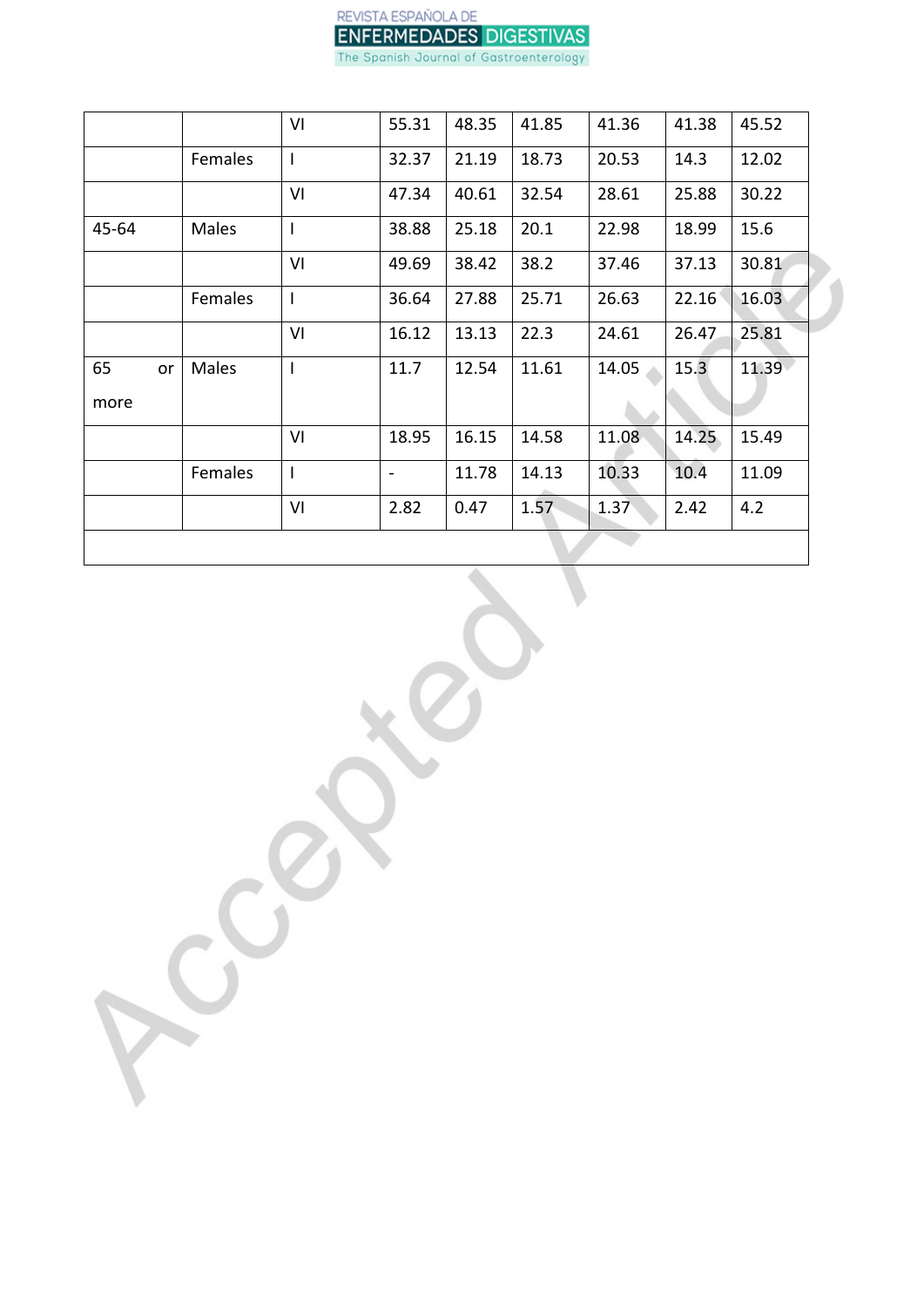| | | | | | | | | |
|---|---|---|---|---|---|---|---|---|
| | | VI | 55.31 | 48.35 | 41.85 | 41.36 | 41.38 | 45.52 |
| | Females | I | 32.37 | 21.19 | 18.73 | 20.53 | 14.3 | 12.02 |
| | | VI | 47.34 | 40.61 | 32.54 | 28.61 | 25.88 | 30.22 |
| 45-64 | Males | I | 38.88 | 25.18 | 20.1 | 22.98 | 18.99 | 15.6 |
| | | VI | 49.69 | 38.42 | 38.2 | 37.46 | 37.13 | 30.81 |
| | Females | I | 36.64 | 27.88 | 25.71 | 26.63 | 22.16 | 16.03 |
| | | VI | 16.12 | 13.13 | 22.3 | 24.61 | 26.47 | 25.81 |
| 65 or more | Males | I | 11.7 | 12.54 | 11.61 | 14.05 | 15.3 | 11.39 |
| | | VI | 18.95 | 16.15 | 14.58 | 11.08 | 14.25 | 15.49 |
| | Females | I | - | 11.78 | 14.13 | 10.33 | 10.4 | 11.09 |
| | | VI | 2.82 | 0.47 | 1.57 | 1.37 | 2.42 | 4.2 |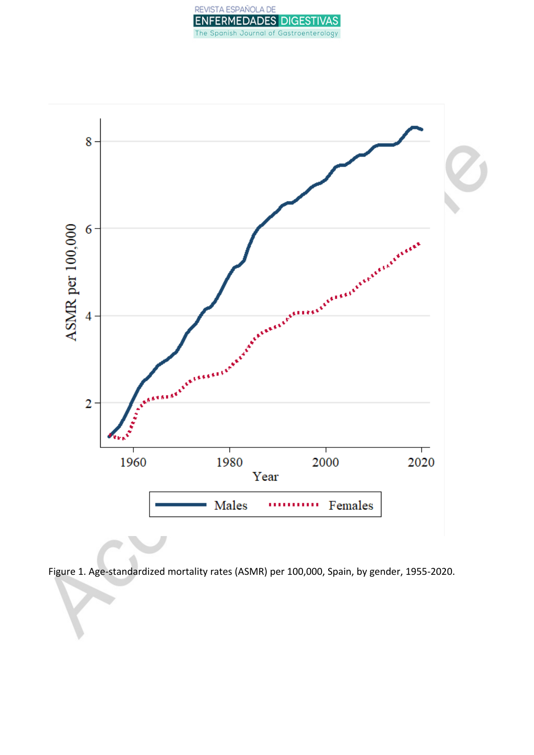Figure 1. Age-standardized mortality rates (ASMR) per 100,000, Spain, by gender, 1955-2020.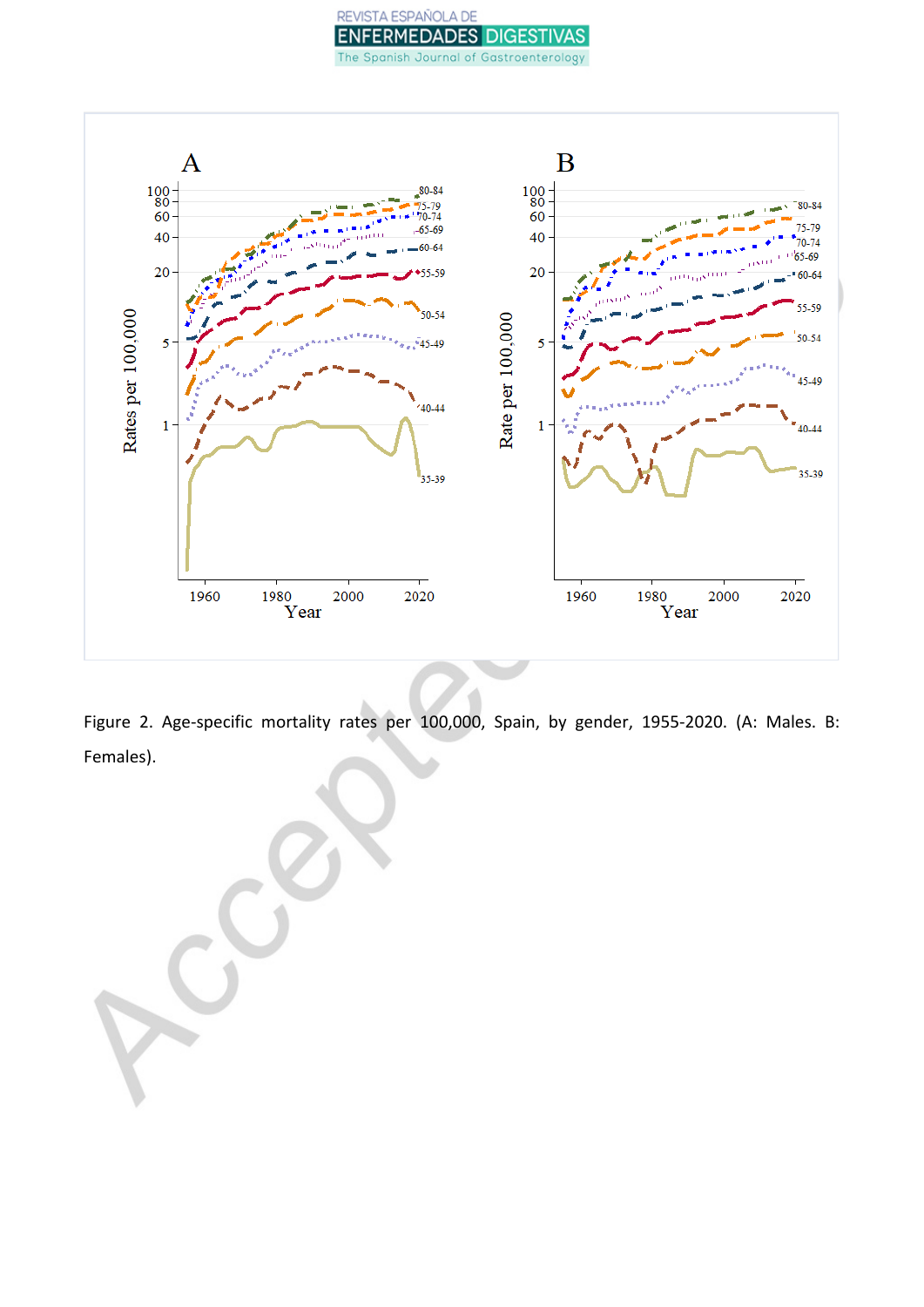Figure 2. Age-specific mortality rates per 100,000, Spain, by gender, 1955-2020. (A: Males. B: Females).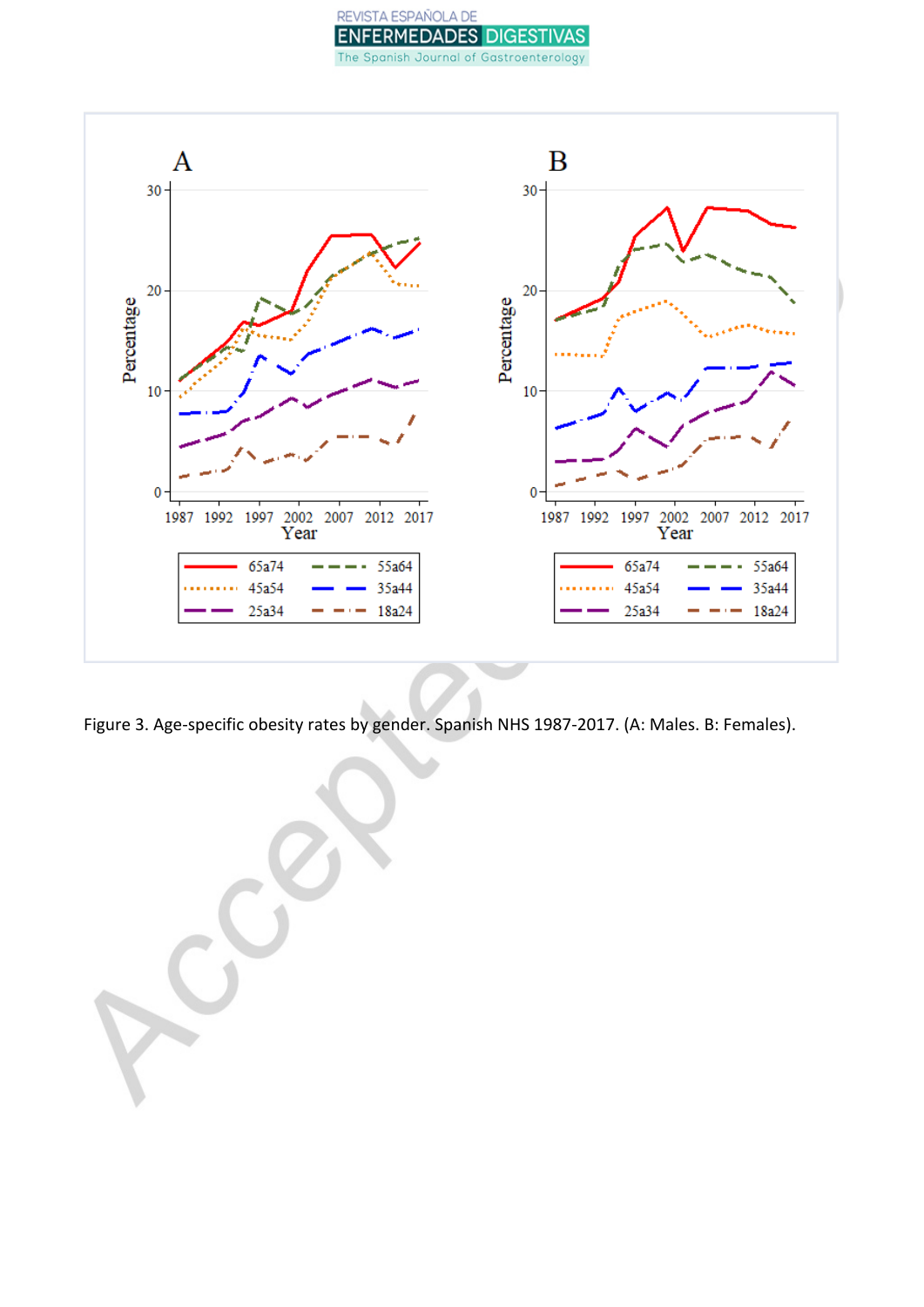Figure 3. Age-specific obesity rates by gender. Spanish NHS 1987-2017. (A: Males. B: Females).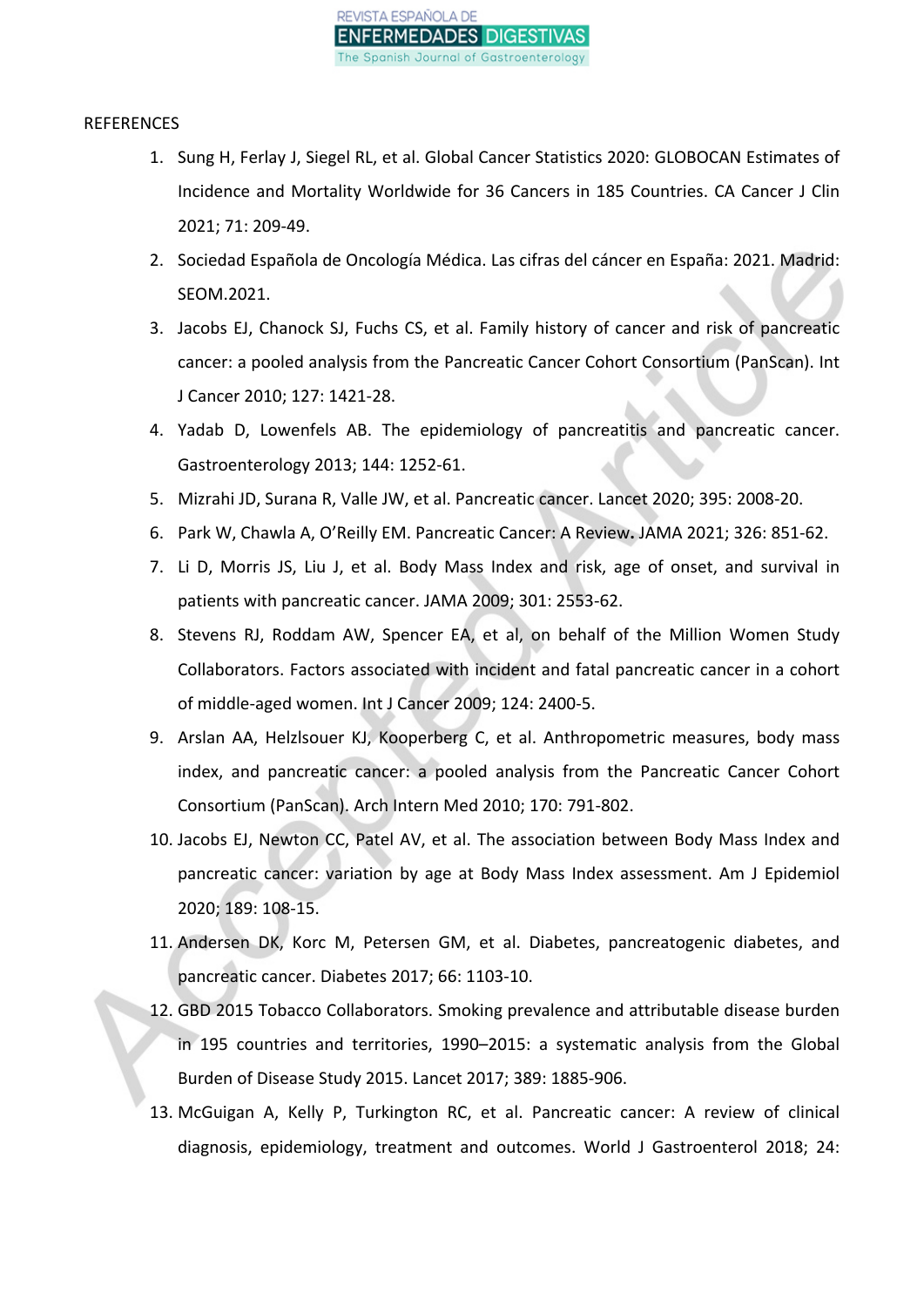REFERENCES

1. Sung H, Ferlay J, Siegel RL, et al. Global Cancer Statistics 2020: GLOBOCAN Estimates of Incidence and Mortality Worldwide for 36 Cancers in 185 Countries. CA Cancer J Clin 2021; 71: 209-49.
2. Sociedad Española de Oncología Médica. Las cifras del cáncer en España: 2021. Madrid: SEOM.2021.
3. Jacobs EJ, Chanock SJ, Fuchs CS, et al. Family history of cancer and risk of pancreatic cancer: a pooled analysis from the Pancreatic Cancer Cohort Consortium (PanScan). Int J Cancer 2010; 127: 1421-28.
4. Yadab D, Lowenfels AB. The epidemiology of pancreatitis and pancreatic cancer. Gastroenterology 2013; 144: 1252-61.
5. Mizrahi JD, Surana R, Valle JW, et al. Pancreatic cancer. Lancet 2020; 395: 2008-20.
6. Park W, Chawla A, O'Reilly EM. Pancreatic Cancer: A Review. JAMA 2021; 326: 851-62.
7. Li D, Morris JS, Liu J, et al. Body Mass Index and risk, age of onset, and survival in patients with pancreatic cancer. JAMA 2009; 301: 2553-62.
8. Stevens RJ, Roddam AW, Spencer EA, et al, on behalf of the Million Women Study Collaborators. Factors associated with incident and fatal pancreatic cancer in a cohort of middle-aged women. Int J Cancer 2009; 124: 2400-5.
9. Arslan AA, Helzlsouer KJ, Kooperberg C, et al. Anthropometric measures, body mass index, and pancreatic cancer: a pooled analysis from the Pancreatic Cancer Cohort Consortium (PanScan). Arch Intern Med 2010; 170: 791-802.
10. Jacobs EJ, Newton CC, Patel AV, et al. The association between Body Mass Index and pancreatic cancer: variation by age at Body Mass Index assessment. Am J Epidemiol 2020; 189: 108-15.
11. Andersen DK, Korc M, Petersen GM, et al. Diabetes, pancreatogenic diabetes, and pancreatic cancer. Diabetes 2017; 66: 1103-10.
12. GBD 2015 Tobacco Collaborators. Smoking prevalence and attributable disease burden in 195 countries and territories, 1990–2015: a systematic analysis from the Global Burden of Disease Study 2015. Lancet 2017; 389: 1885-906.
13. McGuigan A, Kelly P, Turkington RC, et al. Pancreatic cancer: A review of clinical diagnosis, epidemiology, treatment and outcomes. World J Gastroenterol 2018; 24: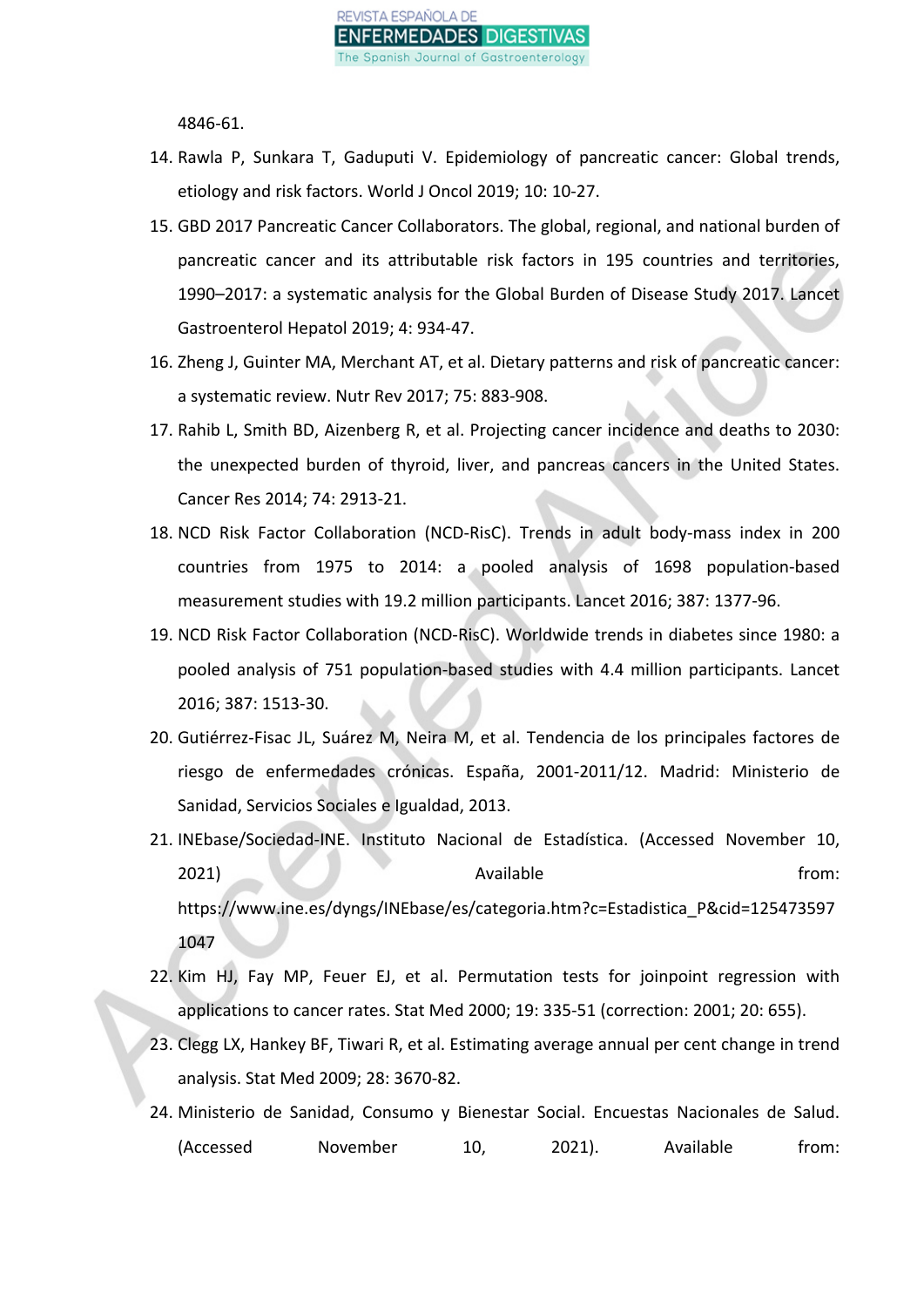4846-61.

14. Rawla P, Sunkara T, Gaduputi V. Epidemiology of pancreatic cancer: Global trends, etiology and risk factors. World J Oncol 2019; 10: 10-27.
15. GBD 2017 Pancreatic Cancer Collaborators. The global, regional, and national burden of pancreatic cancer and its attributable risk factors in 195 countries and territories, 1990–2017: a systematic analysis for the Global Burden of Disease Study 2017. Lancet Gastroenterol Hepatol 2019; 4: 934-47.
16. Zheng J, Guinter MA, Merchant AT, et al. Dietary patterns and risk of pancreatic cancer: a systematic review. Nutr Rev 2017; 75: 883-908.
17. Rahib L, Smith BD, Aizenberg R, et al. Projecting cancer incidence and deaths to 2030: the unexpected burden of thyroid, liver, and pancreas cancers in the United States. Cancer Res 2014; 74: 2913-21.
18. NCD Risk Factor Collaboration (NCD-RisC). Trends in adult body-mass index in 200 countries from 1975 to 2014: a pooled analysis of 1698 population-based measurement studies with 19.2 million participants. Lancet 2016; 387: 1377-96.
19. NCD Risk Factor Collaboration (NCD-RisC). Worldwide trends in diabetes since 1980: a pooled analysis of 751 population-based studies with 4.4 million participants. Lancet 2016; 387: 1513-30.
20. Gutiérrez-Fisac JL, Suárez M, Neira M, et al. Tendencia de los principales factores de riesgo de enfermedades crónicas. España, 2001-2011/12. Madrid: Ministerio de Sanidad, Servicios Sociales e Igualdad, 2013.
21. INEbase/Sociedad-INE. Instituto Nacional de Estadística. (Accessed November 10, 2021) Available from: https://www.ine.es/dyngs/INEbase/es/categoria.htm?c=Estadistica_P&cid=1254735971047
22. Kim HJ, Fay MP, Feuer EJ, et al. Permutation tests for joinpoint regression with applications to cancer rates. Stat Med 2000; 19: 335-51 (correction: 2001; 20: 655).
23. Clegg LX, Hankey BF, Tiwari R, et al. Estimating average annual per cent change in trend analysis. Stat Med 2009; 28: 3670-82.
24. Ministerio de Sanidad, Consumo y Bienestar Social. Encuestas Nacionales de Salud. (Accessed November 10, 2021). Available from: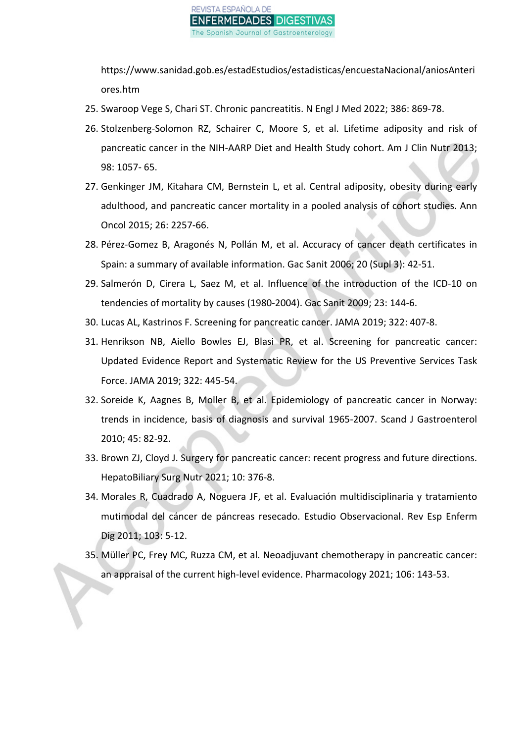https://www.sanidad.gob.es/estadEstudios/estadisticas/encuestaNacional/aniosAnteriores.htm

25. Swaroop Vege S, Chari ST. Chronic pancreatitis. N Engl J Med 2022; 386: 869-78.
26. Stolzenberg-Solomon RZ, Schairer C, Moore S, et al. Lifetime adiposity and risk of pancreatic cancer in the NIH-AARP Diet and Health Study cohort. Am J Clin Nutr 2013; 98: 1057- 65.
27. Genkinger JM, Kitahara CM, Bernstein L, et al. Central adiposity, obesity during early adulthood, and pancreatic cancer mortality in a pooled analysis of cohort studies. Ann Oncol 2015; 26: 2257-66.
28. Pérez-Gomez B, Aragonés N, Pollán M, et al. Accuracy of cancer death certificates in Spain: a summary of available information. Gac Sanit 2006; 20 (Supl 3): 42-51.
29. Salmerón D, Cirera L, Saez M, et al. Influence of the introduction of the ICD-10 on tendencies of mortality by causes (1980-2004). Gac Sanit 2009; 23: 144-6.
30. Lucas AL, Kastrinos F. Screening for pancreatic cancer. JAMA 2019; 322: 407-8.
31. Henrikson NB, Aiello Bowles EJ, Blasi PR, et al. Screening for pancreatic cancer: Updated Evidence Report and Systematic Review for the US Preventive Services Task Force. JAMA 2019; 322: 445-54.
32. Soreide K, Aagnes B, Moller B, et al. Epidemiology of pancreatic cancer in Norway: trends in incidence, basis of diagnosis and survival 1965-2007. Scand J Gastroenterol 2010; 45: 82-92.
33. Brown ZJ, Cloyd J. Surgery for pancreatic cancer: recent progress and future directions. HepatoBiliary Surg Nutr 2021; 10: 376-8.
34. Morales R, Cuadrado A, Noguera JF, et al. Evaluación multidisciplinaria y tratamiento mutimodal del cáncer de páncreas resecado. Estudio Observacional. Rev Esp Enferm Dig 2011; 103: 5-12.
35. Müller PC, Frey MC, Ruzza CM, et al. Neoadjuvant chemotherapy in pancreatic cancer: an appraisal of the current high-level evidence. Pharmacology 2021; 106: 143-53.